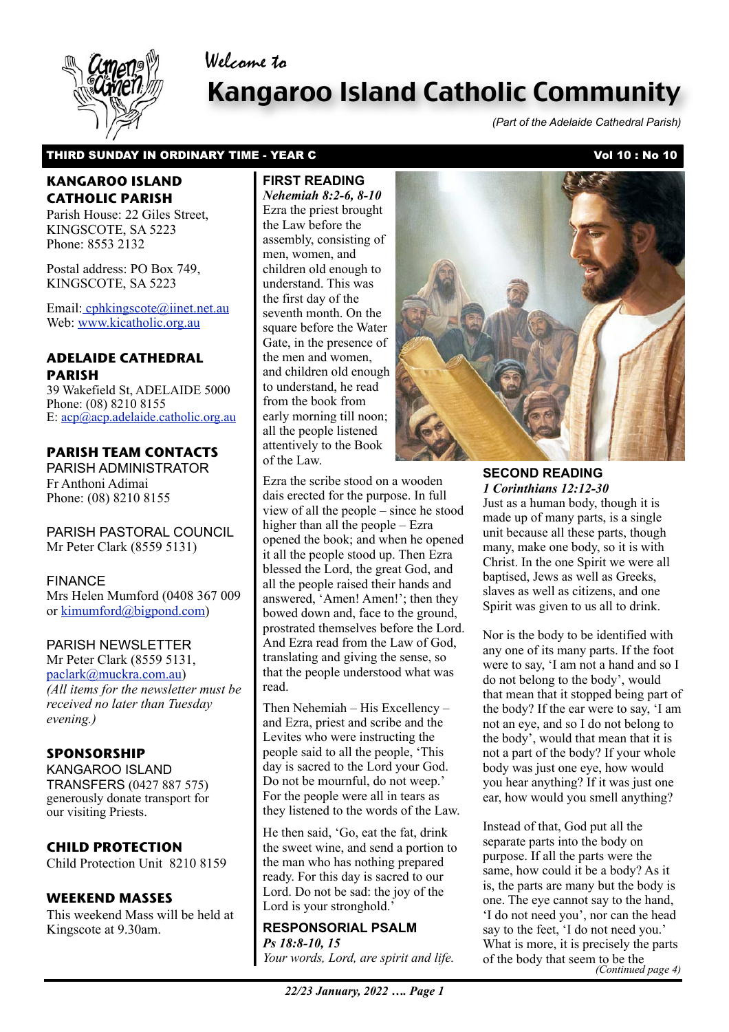Welcome to

# Kangaroo Island Catholic Community

*(Part of the Adelaide Cathedral Parish)*

**THIRD SUNDAY IN ORDINARY TIME - YEAR C** **Vol 10 : No 10**

## KANGAROO ISLAND CATHOLIC PARISH

Parish House: 22 Giles Street, KINGSCOTE, SA 5223
Phone: 8553 2132

Postal address: PO Box 749, KINGSCOTE, SA 5223

Email: cphkingscote@iinet.net.au
Web: www.kicatholic.org.au

## ADELAIDE CATHEDRAL PARISH

39 Wakefield St, ADELAIDE 5000
Phone: (08) 8210 8155
E: acp@acp.adelaide.catholic.org.au

## PARISH TEAM CONTACTS

PARISH ADMINISTRATOR
Fr Anthoni Adimai
Phone: (08) 8210 8155

PARISH PASTORAL COUNCIL
Mr Peter Clark (8559 5131)

FINANCE
Mrs Helen Mumford (0408 367 009 or kimumford@bigpond.com)

PARISH NEWSLETTER
Mr Peter Clark (8559 5131, paclark@muckra.com.au)
*(All items for the newsletter must be received no later than Tuesday evening.)*

## SPONSORSHIP

KANGAROO ISLAND TRANSFERS (0427 887 575) generously donate transport for our visiting Priests.

## CHILD PROTECTION

Child Protection Unit 8210 8159

## WEEKEND MASSES

This weekend Mass will be held at Kingscote at 9.30am.

## FIRST READING

***Nehemiah 8:2-6, 8-10***

Ezra the priest brought the Law before the assembly, consisting of men, women, and children old enough to understand. This was the first day of the seventh month. On the square before the Water Gate, in the presence of the men and women, and children old enough to understand, he read from the book from early morning till noon; all the people listened attentively to the Book of the Law.

Ezra the scribe stood on a wooden dais erected for the purpose. In full view of all the people – since he stood higher than all the people – Ezra opened the book; and when he opened it all the people stood up. Then Ezra blessed the Lord, the great God, and all the people raised their hands and answered, 'Amen! Amen!'; then they bowed down and, face to the ground, prostrated themselves before the Lord. And Ezra read from the Law of God, translating and giving the sense, so that the people understood what was read.

Then Nehemiah – His Excellency – and Ezra, priest and scribe and the Levites who were instructing the people said to all the people, 'This day is sacred to the Lord your God. Do not be mournful, do not weep.' For the people were all in tears as they listened to the words of the Law.

He then said, 'Go, eat the fat, drink the sweet wine, and send a portion to the man who has nothing prepared ready. For this day is sacred to our Lord. Do not be sad: the joy of the Lord is your stronghold.'

## RESPONSORIAL PSALM

***Ps 18:8-10, 15***

*Your words, Lord, are spirit and life.*

## SECOND READING

***1 Corinthians 12:12-30***

Just as a human body, though it is made up of many parts, is a single unit because all these parts, though many, make one body, so it is with Christ. In the one Spirit we were all baptised, Jews as well as Greeks, slaves as well as citizens, and one Spirit was given to us all to drink.

Nor is the body to be identified with any one of its many parts. If the foot were to say, 'I am not a hand and so I do not belong to the body', would that mean that it stopped being part of the body? If the ear were to say, 'I am not an eye, and so I do not belong to the body', would that mean that it is not a part of the body? If your whole body was just one eye, how would you hear anything? If it was just one ear, how would you smell anything?

Instead of that, God put all the separate parts into the body on purpose. If all the parts were the same, how could it be a body? As it is, the parts are many but the body is one. The eye cannot say to the hand, 'I do not need you', nor can the head say to the feet, 'I do not need you.' What is more, it is precisely the parts of the body that seem to be the

*(Continued page 4)*

*22/23 January, 2022 …. Page 1*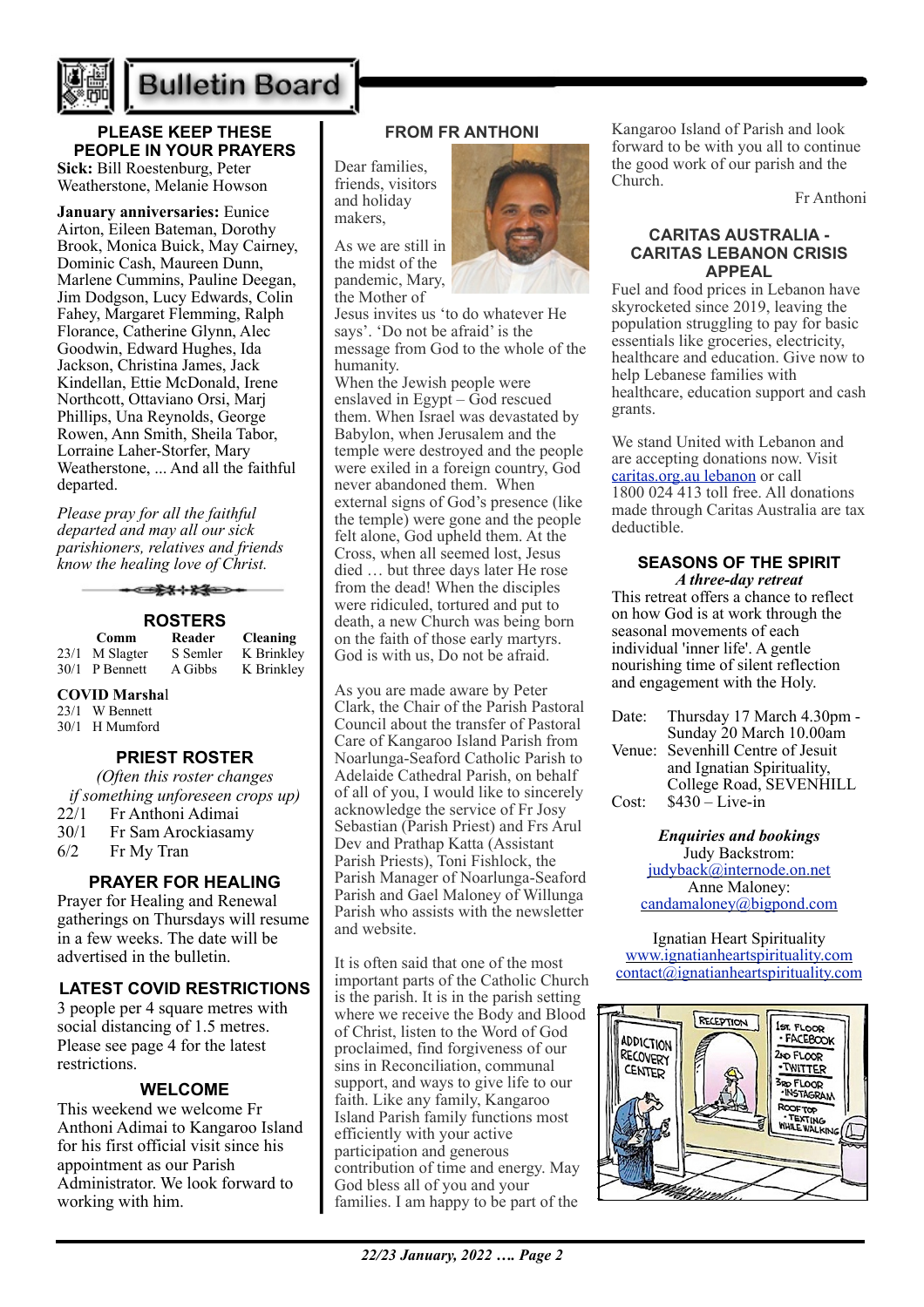# Bulletin Board

## PLEASE KEEP THESE PEOPLE IN YOUR PRAYERS

**Sick:** Bill Roestenburg, Peter Weatherstone, Melanie Howson

**January anniversaries:** Eunice Airton, Eileen Bateman, Dorothy Brook, Monica Buick, May Cairney, Dominic Cash, Maureen Dunn, Marlene Cummins, Pauline Deegan, Jim Dodgson, Lucy Edwards, Colin Fahey, Margaret Flemming, Ralph Florance, Catherine Glynn, Alec Goodwin, Edward Hughes, Ida Jackson, Christina James, Jack Kindellan, Ettie McDonald, Irene Northcott, Ottaviano Orsi, Marj Phillips, Una Reynolds, George Rowen, Ann Smith, Sheila Tabor, Lorraine Laher-Storfer, Mary Weatherstone, ... And all the faithful departed.

*Please pray for all the faithful departed and may all our sick parishioners, relatives and friends know the healing love of Christ.*

## ROSTERS

| | Comm | Reader | Cleaning |
|---|---|---|---|
| 23/1 | M Slagter | S Semler | K Brinkley |
| 30/1 | P Bennett | A Gibbs | K Brinkley |

**COVID Marshal**

23/1 W Bennett
30/1 H Mumford

## PRIEST ROSTER

*(Often this roster changes if something unforeseen crops up)*

| | |
|---|---|
| 22/1 | Fr Anthoni Adimai |
| 30/1 | Fr Sam Arockiasamy |
| 6/2 | Fr My Tran |

## PRAYER FOR HEALING

Prayer for Healing and Renewal gatherings on Thursdays will resume in a few weeks. The date will be advertised in the bulletin.

## LATEST COVID RESTRICTIONS

3 people per 4 square metres with social distancing of 1.5 metres. Please see page 4 for the latest restrictions.

## WELCOME

This weekend we welcome Fr Anthoni Adimai to Kangaroo Island for his first official visit since his appointment as our Parish Administrator. We look forward to working with him.

## FROM FR ANTHONI

Dear families, friends, visitors and holiday makers,

As we are still in the midst of the pandemic, Mary, the Mother of Jesus invites us 'to do whatever He says'. 'Do not be afraid' is the message from God to the whole of the humanity.

When the Jewish people were enslaved in Egypt – God rescued them. When Israel was devastated by Babylon, when Jerusalem and the temple were destroyed and the people were exiled in a foreign country, God never abandoned them. When external signs of God's presence (like the temple) were gone and the people felt alone, God upheld them. At the Cross, when all seemed lost, Jesus died … but three days later He rose from the dead! When the disciples were ridiculed, tortured and put to death, a new Church was being born on the faith of those early martyrs. God is with us, Do not be afraid.

As you are made aware by Peter Clark, the Chair of the Parish Pastoral Council about the transfer of Pastoral Care of Kangaroo Island Parish from Noarlunga-Seaford Catholic Parish to Adelaide Cathedral Parish, on behalf of all of you, I would like to sincerely acknowledge the service of Fr Josy Sebastian (Parish Priest) and Frs Arul Dev and Prathap Katta (Assistant Parish Priests), Toni Fishlock, the Parish Manager of Noarlunga-Seaford Parish and Gael Maloney of Willunga Parish who assists with the newsletter and website.

It is often said that one of the most important parts of the Catholic Church is the parish. It is in the parish setting where we receive the Body and Blood of Christ, listen to the Word of God proclaimed, find forgiveness of our sins in Reconciliation, communal support, and ways to give life to our faith. Like any family, Kangaroo Island Parish family functions most efficiently with your active participation and generous contribution of time and energy. May God bless all of you and your families. I am happy to be part of the Kangaroo Island of Parish and look forward to be with you all to continue the good work of our parish and the Church.

Fr Anthoni

## CARITAS AUSTRALIA - CARITAS LEBANON CRISIS APPEAL

Fuel and food prices in Lebanon have skyrocketed since 2019, leaving the population struggling to pay for basic essentials like groceries, electricity, healthcare and education. Give now to help Lebanese families with healthcare, education support and cash grants.

We stand United with Lebanon and are accepting donations now. Visit caritas.org.au lebanon or call 1800 024 413 toll free. All donations made through Caritas Australia are tax deductible.

## SEASONS OF THE SPIRIT

*A three-day retreat*

This retreat offers a chance to reflect on how God is at work through the seasonal movements of each individual 'inner life'. A gentle nourishing time of silent reflection and engagement with the Holy.

Date: Thursday 17 March 4.30pm - Sunday 20 March 10.00am
Venue: Sevenhill Centre of Jesuit and Ignatian Spirituality, College Road, SEVENHILL
Cost: $430 – Live-in

***Enquiries and bookings***

Judy Backstrom: judyback@internode.on.net
Anne Maloney: candamaloney@bigpond.com

Ignatian Heart Spirituality
www.ignatianheartspirituality.com
contact@ignatianheartspirituality.com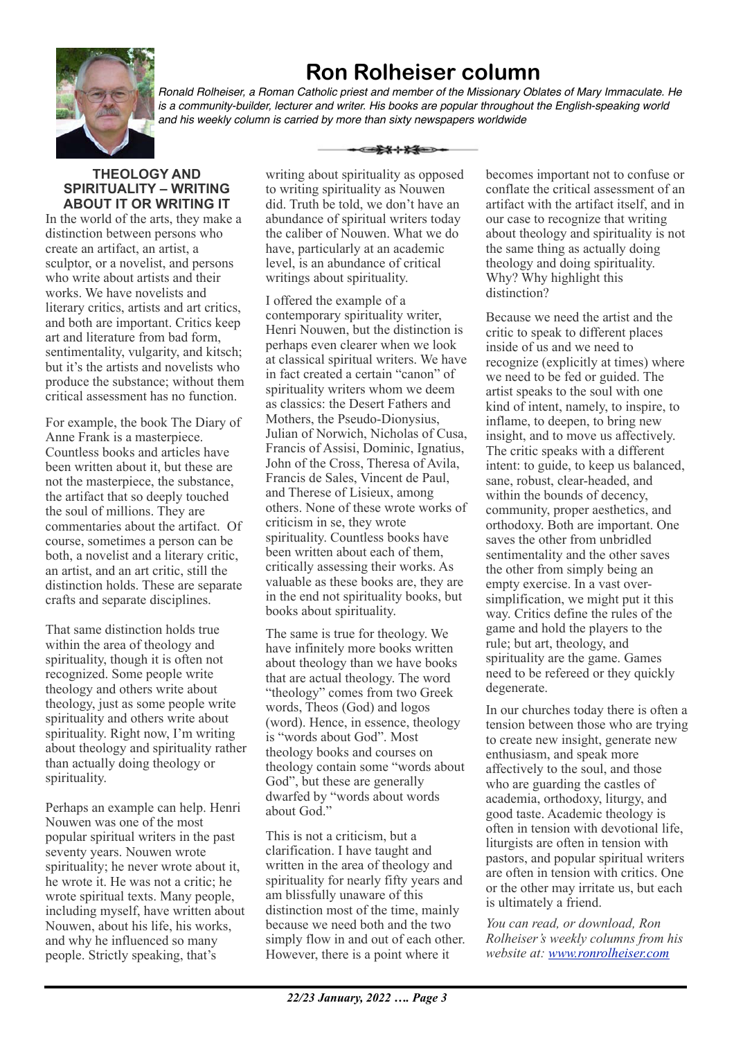# Ron Rolheiser column

*Ronald Rolheiser, a Roman Catholic priest and member of the Missionary Oblates of Mary Immaculate. He is a community-builder, lecturer and writer. His books are popular throughout the English-speaking world and his weekly column is carried by more than sixty newspapers worldwide*

## THEOLOGY AND SPIRITUALITY – WRITING ABOUT IT OR WRITING IT

In the world of the arts, they make a distinction between persons who create an artifact, an artist, a sculptor, or a novelist, and persons who write about artists and their works. We have novelists and literary critics, artists and art critics, and both are important. Critics keep art and literature from bad form, sentimentality, vulgarity, and kitsch; but it's the artists and novelists who produce the substance; without them critical assessment has no function.

For example, the book The Diary of Anne Frank is a masterpiece. Countless books and articles have been written about it, but these are not the masterpiece, the substance, the artifact that so deeply touched the soul of millions. They are commentaries about the artifact. Of course, sometimes a person can be both, a novelist and a literary critic, an artist, and an art critic, still the distinction holds. These are separate crafts and separate disciplines.

That same distinction holds true within the area of theology and spirituality, though it is often not recognized. Some people write theology and others write about theology, just as some people write spirituality and others write about spirituality. Right now, I'm writing about theology and spirituality rather than actually doing theology or spirituality.

Perhaps an example can help. Henri Nouwen was one of the most popular spiritual writers in the past seventy years. Nouwen wrote spirituality; he never wrote about it, he wrote it. He was not a critic; he wrote spiritual texts. Many people, including myself, have written about Nouwen, about his life, his works, and why he influenced so many people. Strictly speaking, that's writing about spirituality as opposed to writing spirituality as Nouwen did. Truth be told, we don't have an abundance of spiritual writers today the caliber of Nouwen. What we do have, particularly at an academic level, is an abundance of critical writings about spirituality.

I offered the example of a contemporary spirituality writer, Henri Nouwen, but the distinction is perhaps even clearer when we look at classical spiritual writers. We have in fact created a certain "canon" of spirituality writers whom we deem as classics: the Desert Fathers and Mothers, the Pseudo-Dionysius, Julian of Norwich, Nicholas of Cusa, Francis of Assisi, Dominic, Ignatius, John of the Cross, Theresa of Avila, Francis de Sales, Vincent de Paul, and Therese of Lisieux, among others. None of these wrote works of criticism in se, they wrote spirituality. Countless books have been written about each of them, critically assessing their works. As valuable as these books are, they are in the end not spirituality books, but books about spirituality.

The same is true for theology. We have infinitely more books written about theology than we have books that are actual theology. The word "theology" comes from two Greek words, Theos (God) and logos (word). Hence, in essence, theology is "words about God". Most theology books and courses on theology contain some "words about God", but these are generally dwarfed by "words about words about God."

This is not a criticism, but a clarification. I have taught and written in the area of theology and spirituality for nearly fifty years and am blissfully unaware of this distinction most of the time, mainly because we need both and the two simply flow in and out of each other. However, there is a point where it becomes important not to confuse or conflate the critical assessment of an artifact with the artifact itself, and in our case to recognize that writing about theology and spirituality is not the same thing as actually doing theology and doing spirituality. Why? Why highlight this distinction?

Because we need the artist and the critic to speak to different places inside of us and we need to recognize (explicitly at times) where we need to be fed or guided. The artist speaks to the soul with one kind of intent, namely, to inspire, to inflame, to deepen, to bring new insight, and to move us affectively. The critic speaks with a different intent: to guide, to keep us balanced, sane, robust, clear-headed, and within the bounds of decency, community, proper aesthetics, and orthodoxy. Both are important. One saves the other from unbridled sentimentality and the other saves the other from simply being an empty exercise. In a vast over-simplification, we might put it this way. Critics define the rules of the game and hold the players to the rule; but art, theology, and spirituality are the game. Games need to be refereed or they quickly degenerate.

In our churches today there is often a tension between those who are trying to create new insight, generate new enthusiasm, and speak more affectively to the soul, and those who are guarding the castles of academia, orthodoxy, liturgy, and good taste. Academic theology is often in tension with devotional life, liturgists are often in tension with pastors, and popular spiritual writers are often in tension with critics. One or the other may irritate us, but each is ultimately a friend.

*You can read, or download, Ron Rolheiser's weekly columns from his website at: [www.ronrolheiser.com](http://www.ronrolheiser.com)*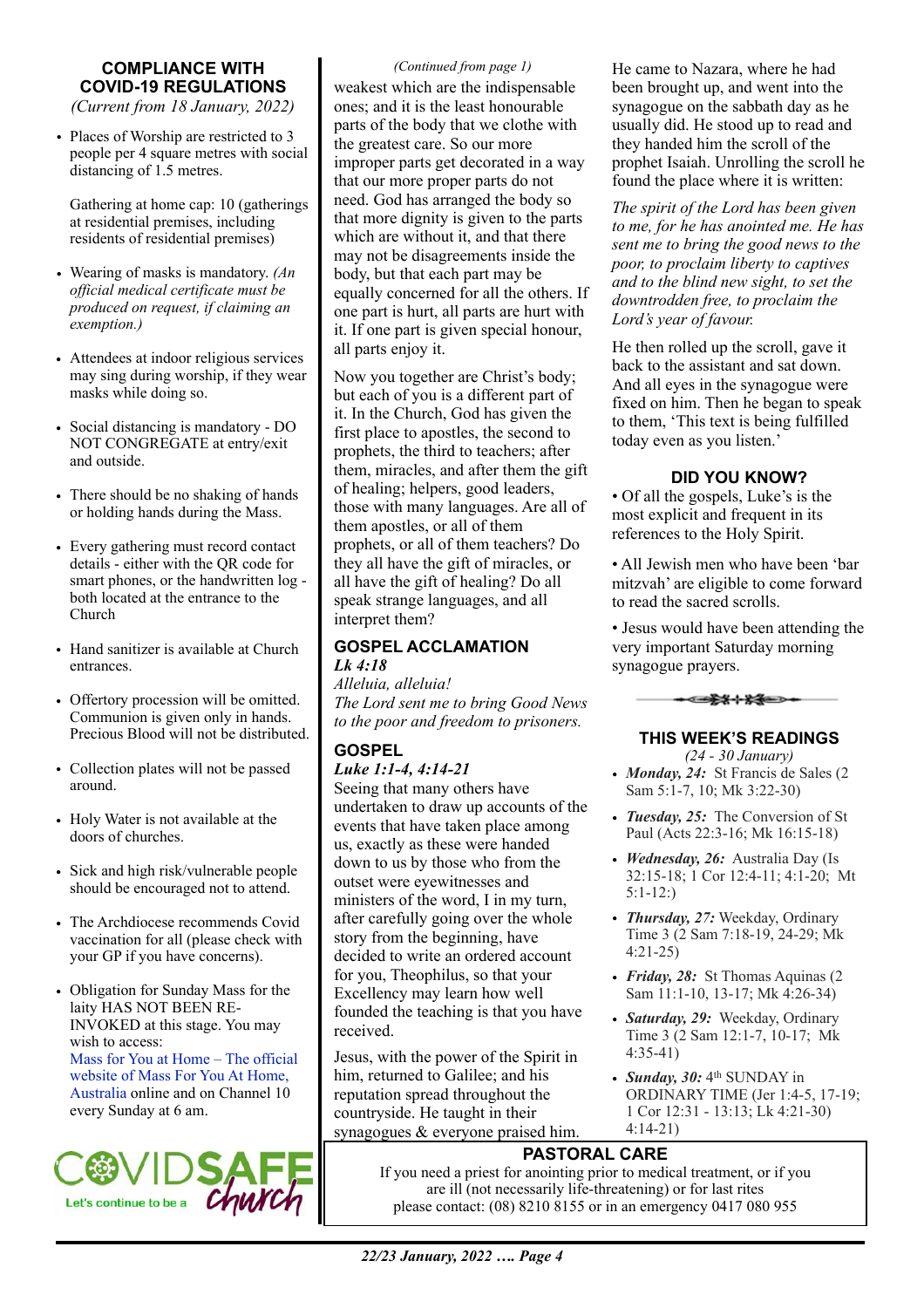## COMPLIANCE WITH COVID-19 REGULATIONS

*(Current from 18 January, 2022)*

- Places of Worship are restricted to 3 people per 4 square metres with social distancing of 1.5 metres.

  Gathering at home cap: 10 (gatherings at residential premises, including residents of residential premises)

- Wearing of masks is mandatory. *(An official medical certificate must be produced on request, if claiming an exemption.)*
- Attendees at indoor religious services may sing during worship, if they wear masks while doing so.
- Social distancing is mandatory - DO NOT CONGREGATE at entry/exit and outside.
- There should be no shaking of hands or holding hands during the Mass.
- Every gathering must record contact details - either with the QR code for smart phones, or the handwritten log - both located at the entrance to the Church
- Hand sanitizer is available at Church entrances.
- Offertory procession will be omitted. Communion is given only in hands. Precious Blood will not be distributed.
- Collection plates will not be passed around.
- Holy Water is not available at the doors of churches.
- Sick and high risk/vulnerable people should be encouraged not to attend.
- The Archdiocese recommends Covid vaccination for all (please check with your GP if you have concerns).
- Obligation for Sunday Mass for the laity HAS NOT BEEN RE-INVOKED at this stage. You may wish to access: Mass for You at Home – The official website of Mass For You At Home, Australia online and on Channel 10 every Sunday at 6 am.

COVIDSAFE church — Let's continue to be a

*(Continued from page 1)*

weakest which are the indispensable ones; and it is the least honourable parts of the body that we clothe with the greatest care. So our more improper parts get decorated in a way that our more proper parts do not need. God has arranged the body so that more dignity is given to the parts which are without it, and that there may not be disagreements inside the body, but that each part may be equally concerned for all the others. If one part is hurt, all parts are hurt with it. If one part is given special honour, all parts enjoy it.

Now you together are Christ's body; but each of you is a different part of it. In the Church, God has given the first place to apostles, the second to prophets, the third to teachers; after them, miracles, and after them the gift of healing; helpers, good leaders, those with many languages. Are all of them apostles, or all of them prophets, or all of them teachers? Do they all have the gift of miracles, or all have the gift of healing? Do all speak strange languages, and all interpret them?

## GOSPEL ACCLAMATION

***Lk 4:18***

*Alleluia, alleluia!*
*The Lord sent me to bring Good News to the poor and freedom to prisoners.*

## GOSPEL

***Luke 1:1-4, 4:14-21***

Seeing that many others have undertaken to draw up accounts of the events that have taken place among us, exactly as these were handed down to us by those who from the outset were eyewitnesses and ministers of the word, I in my turn, after carefully going over the whole story from the beginning, have decided to write an ordered account for you, Theophilus, so that your Excellency may learn how well founded the teaching is that you have received.

Jesus, with the power of the Spirit in him, returned to Galilee; and his reputation spread throughout the countryside. He taught in their synagogues & everyone praised him.

He came to Nazara, where he had been brought up, and went into the synagogue on the sabbath day as he usually did. He stood up to read and they handed him the scroll of the prophet Isaiah. Unrolling the scroll he found the place where it is written:

*The spirit of the Lord has been given to me, for he has anointed me. He has sent me to bring the good news to the poor, to proclaim liberty to captives and to the blind new sight, to set the downtrodden free, to proclaim the Lord's year of favour.*

He then rolled up the scroll, gave it back to the assistant and sat down. And all eyes in the synagogue were fixed on him. Then he began to speak to them, 'This text is being fulfilled today even as you listen.'

## DID YOU KNOW?

• Of all the gospels, Luke's is the most explicit and frequent in its references to the Holy Spirit.

• All Jewish men who have been 'bar mitzvah' are eligible to come forward to read the sacred scrolls.

• Jesus would have been attending the very important Saturday morning synagogue prayers.

## THIS WEEK'S READINGS

*(24 - 30 January)*

- ***Monday, 24:*** St Francis de Sales (2 Sam 5:1-7, 10; Mk 3:22-30)
- ***Tuesday, 25:*** The Conversion of St Paul (Acts 22:3-16; Mk 16:15-18)
- ***Wednesday, 26:*** Australia Day (Is 32:15-18; 1 Cor 12:4-11; 4:1-20; Mt 5:1-12:)
- ***Thursday, 27:*** Weekday, Ordinary Time 3 (2 Sam 7:18-19, 24-29; Mk 4:21-25)
- ***Friday, 28:*** St Thomas Aquinas (2 Sam 11:1-10, 13-17; Mk 4:26-34)
- ***Saturday, 29:*** Weekday, Ordinary Time 3 (2 Sam 12:1-7, 10-17; Mk 4:35-41)
- ***Sunday, 30:*** 4th SUNDAY in ORDINARY TIME (Jer 1:4-5, 17-19; 1 Cor 12:31 - 13:13; Lk 4:21-30) 4:14-21)

## PASTORAL CARE

If you need a priest for anointing prior to medical treatment, or if you are ill (not necessarily life-threatening) or for last rites please contact: (08) 8210 8155 or in an emergency 0417 080 955